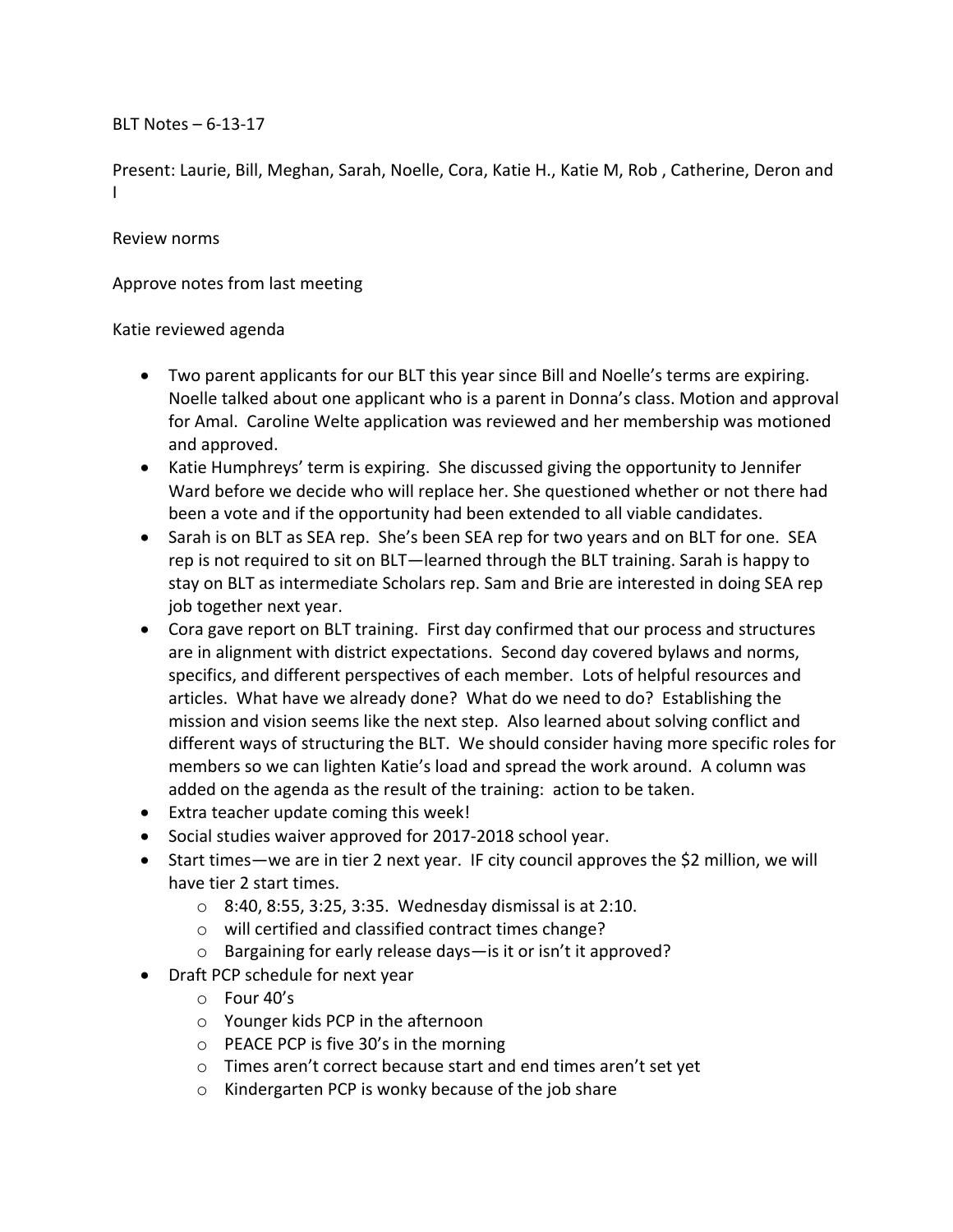BLT Notes – 6-13-17

Present: Laurie, Bill, Meghan, Sarah, Noelle, Cora, Katie H., Katie M, Rob , Catherine, Deron and I

Review norms

Approve notes from last meeting

Katie reviewed agenda

- Two parent applicants for our BLT this year since Bill and Noelle's terms are expiring. Noelle talked about one applicant who is a parent in Donna's class. Motion and approval for Amal. Caroline Welte application was reviewed and her membership was motioned and approved.
- Katie Humphreys' term is expiring. She discussed giving the opportunity to Jennifer Ward before we decide who will replace her. She questioned whether or not there had been a vote and if the opportunity had been extended to all viable candidates.
- Sarah is on BLT as SEA rep. She's been SEA rep for two years and on BLT for one. SEA rep is not required to sit on BLT—learned through the BLT training. Sarah is happy to stay on BLT as intermediate Scholars rep. Sam and Brie are interested in doing SEA rep job together next year.
- Cora gave report on BLT training. First day confirmed that our process and structures are in alignment with district expectations. Second day covered bylaws and norms, specifics, and different perspectives of each member. Lots of helpful resources and articles. What have we already done? What do we need to do? Establishing the mission and vision seems like the next step. Also learned about solving conflict and different ways of structuring the BLT. We should consider having more specific roles for members so we can lighten Katie's load and spread the work around. A column was added on the agenda as the result of the training: action to be taken.
- Extra teacher update coming this week!
- Social studies waiver approved for 2017-2018 school year.
- Start times—we are in tier 2 next year. IF city council approves the $2 million, we will have tier 2 start times.
    - 8:40, 8:55, 3:25, 3:35. Wednesday dismissal is at 2:10.
    - will certified and classified contract times change?
    - Bargaining for early release days—is it or isn't it approved?
- Draft PCP schedule for next year
    - Four 40's
    - Younger kids PCP in the afternoon
    - PEACE PCP is five 30's in the morning
    - Times aren't correct because start and end times aren't set yet
    - Kindergarten PCP is wonky because of the job share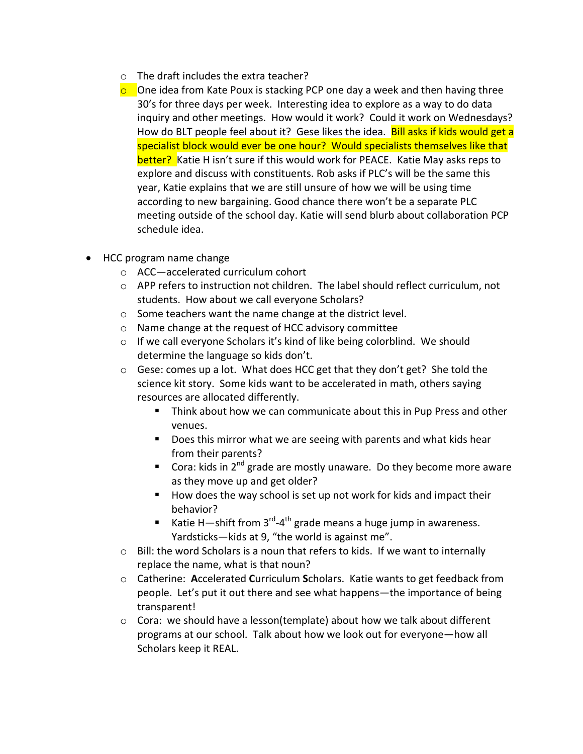- The draft includes the extra teacher?
  - One idea from Kate Poux is stacking PCP one day a week and then having three 30's for three days per week. Interesting idea to explore as a way to do data inquiry and other meetings. How would it work? Could it work on Wednesdays? How do BLT people feel about it? Gese likes the idea. Bill asks if kids would get a specialist block would ever be one hour? Would specialists themselves like that better? Katie H isn't sure if this would work for PEACE. Katie May asks reps to explore and discuss with constituents. Rob asks if PLC's will be the same this year, Katie explains that we are still unsure of how we will be using time according to new bargaining. Good chance there won't be a separate PLC meeting outside of the school day. Katie will send blurb about collaboration PCP schedule idea.

- HCC program name change
  - ACC—accelerated curriculum cohort
  - APP refers to instruction not children. The label should reflect curriculum, not students. How about we call everyone Scholars?
  - Some teachers want the name change at the district level.
  - Name change at the request of HCC advisory committee
  - If we call everyone Scholars it's kind of like being colorblind. We should determine the language so kids don't.
  - Gese: comes up a lot. What does HCC get that they don't get? She told the science kit story. Some kids want to be accelerated in math, others saying resources are allocated differently.
    - Think about how we can communicate about this in Pup Press and other venues.
    - Does this mirror what we are seeing with parents and what kids hear from their parents?
    - Cora: kids in 2nd grade are mostly unaware. Do they become more aware as they move up and get older?
    - How does the way school is set up not work for kids and impact their behavior?
    - Katie H—shift from 3rd-4th grade means a huge jump in awareness. Yardsticks—kids at 9, "the world is against me".
  - Bill: the word Scholars is a noun that refers to kids. If we want to internally replace the name, what is that noun?
  - Catherine: **A**ccelerated **C**urriculum **S**cholars. Katie wants to get feedback from people. Let's put it out there and see what happens—the importance of being transparent!
  - Cora: we should have a lesson(template) about how we talk about different programs at our school. Talk about how we look out for everyone—how all Scholars keep it REAL.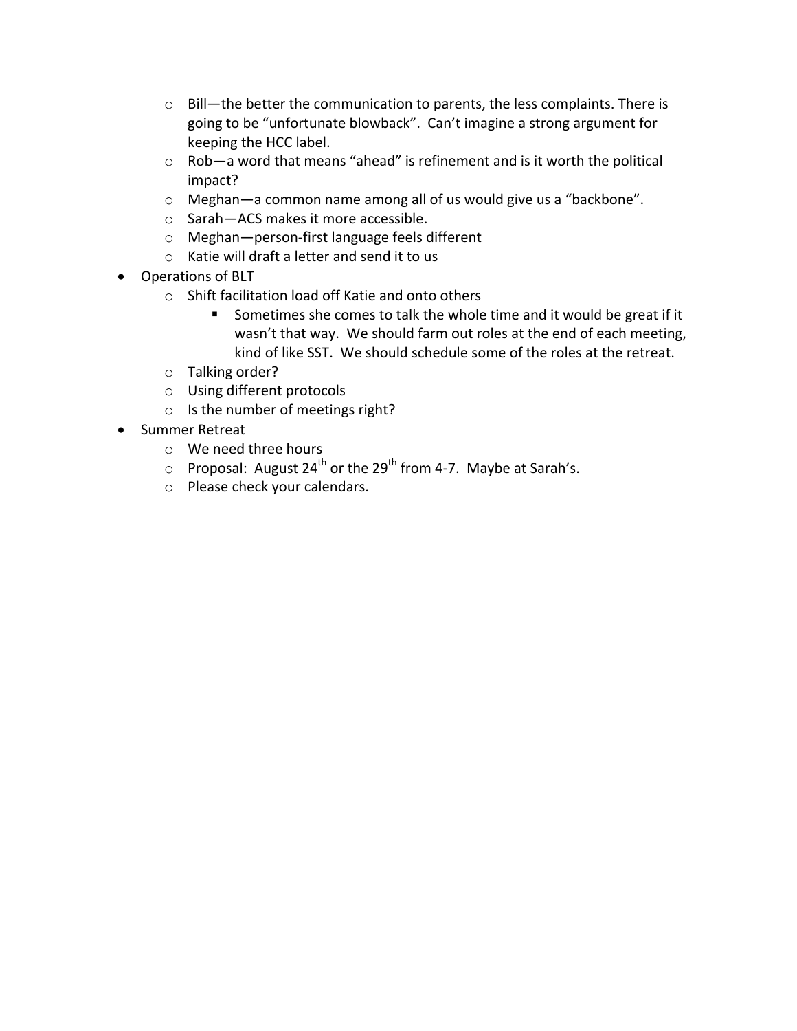- Bill—the better the communication to parents, the less complaints. There is going to be "unfortunate blowback". Can't imagine a strong argument for keeping the HCC label.
  - Rob—a word that means "ahead" is refinement and is it worth the political impact?
  - Meghan—a common name among all of us would give us a "backbone".
  - Sarah—ACS makes it more accessible.
  - Meghan—person-first language feels different
  - Katie will draft a letter and send it to us
- Operations of BLT
  - Shift facilitation load off Katie and onto others
    - Sometimes she comes to talk the whole time and it would be great if it wasn't that way. We should farm out roles at the end of each meeting, kind of like SST. We should schedule some of the roles at the retreat.
  - Talking order?
  - Using different protocols
  - Is the number of meetings right?
- Summer Retreat
  - We need three hours
  - Proposal: August 24th or the 29th from 4-7. Maybe at Sarah's.
  - Please check your calendars.